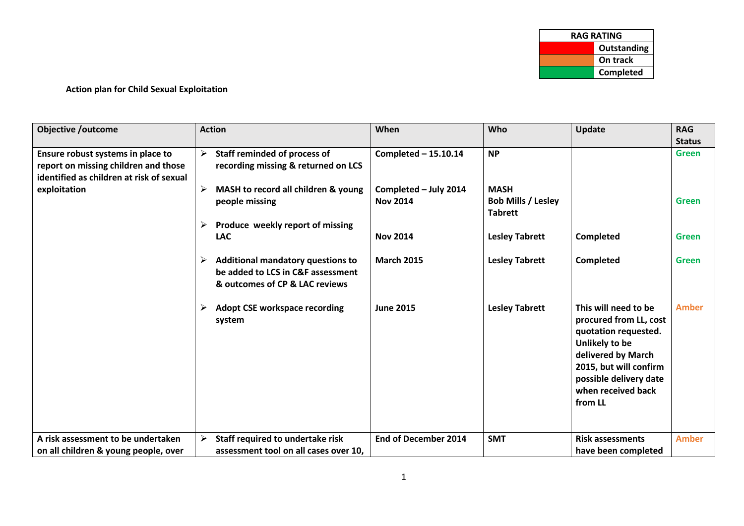| RAG RATING | |
|---|---|
| | Outstanding |
| | On track |
| | Completed |

**Action plan for Child Sexual Exploitation**

| Objective /outcome | Action | When | Who | Update | RAG Status |
|---|---|---|---|---|---|
| **Ensure robust systems in place to report on missing children and those identified as children at risk of sexual exploitation** | ➢ Staff reminded of process of recording missing & returned on LCS | Completed – 15.10.14 | NP | | Green |
| | ➢ MASH to record all children & young people missing | Completed – July 2014<br>Nov 2014 | MASH<br>Bob Mills / Lesley Tabrett | | Green |
| | ➢ Produce weekly report of missing LAC | Nov 2014 | Lesley Tabrett | Completed | Green |
| | ➢ Additional mandatory questions to be added to LCS in C&F assessment & outcomes of CP & LAC reviews | March 2015 | Lesley Tabrett | Completed | Green |
| | ➢ Adopt CSE workspace recording system | June 2015 | Lesley Tabrett | This will need to be procured from LL, cost quotation requested. Unlikely to be delivered by March 2015, but will confirm possible delivery date when received back from LL | Amber |
| **A risk assessment to be undertaken on all children & young people, over** | ➢ Staff required to undertake risk assessment tool on all cases over 10, | End of December 2014 | SMT | Risk assessments have been completed | Amber |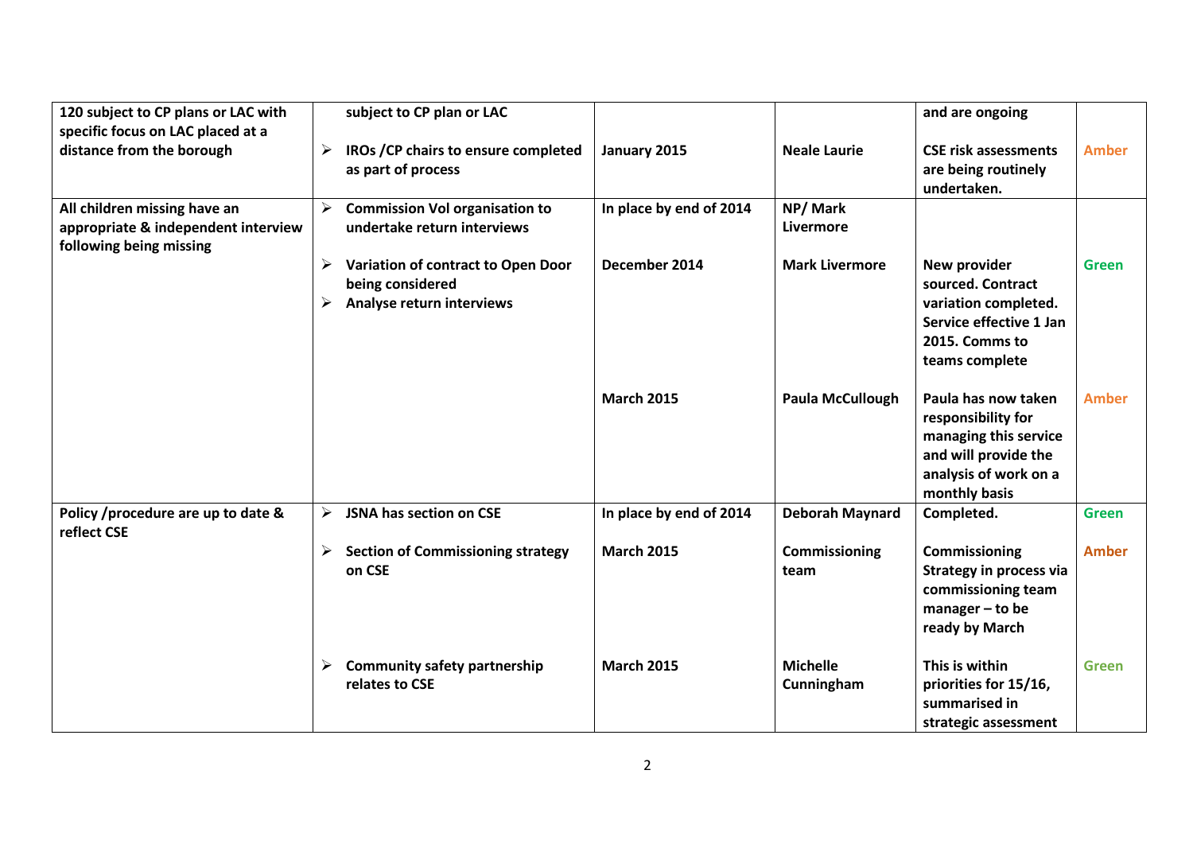| | | | | | |
|---|---|---|---|---|---|
| **120 subject to CP plans or LAC with specific focus on LAC placed at a distance from the borough** | **subject to CP plan or LAC** | | | **and are ongoing** | |
| | ➢ **IROs /CP chairs to ensure completed as part of process** | **January 2015** | **Neale Laurie** | **CSE risk assessments are being routinely undertaken.** | **Amber** |
| **All children missing have an appropriate & independent interview following being missing** | ➢ **Commission Vol organisation to undertake return interviews** | **In place by end of 2014** | **NP/ Mark Livermore** | | |
| | ➢ **Variation of contract to Open Door being considered** ➢ **Analyse return interviews** | **December 2014** | **Mark Livermore** | **New provider sourced. Contract variation completed. Service effective 1 Jan 2015. Comms to teams complete** | **Green** |
| | | **March 2015** | **Paula McCullough** | **Paula has now taken responsibility for managing this service and will provide the analysis of work on a monthly basis** | **Amber** |
| **Policy /procedure are up to date & reflect CSE** | ➢ **JSNA has section on CSE** | **In place by end of 2014** | **Deborah Maynard** | **Completed.** | **Green** |
| | ➢ **Section of Commissioning strategy on CSE** | **March 2015** | **Commissioning team** | **Commissioning Strategy in process via commissioning team manager – to be ready by March** | **Amber** |
| | ➢ **Community safety partnership relates to CSE** | **March 2015** | **Michelle Cunningham** | **This is within priorities for 15/16, summarised in strategic assessment** | **Green** |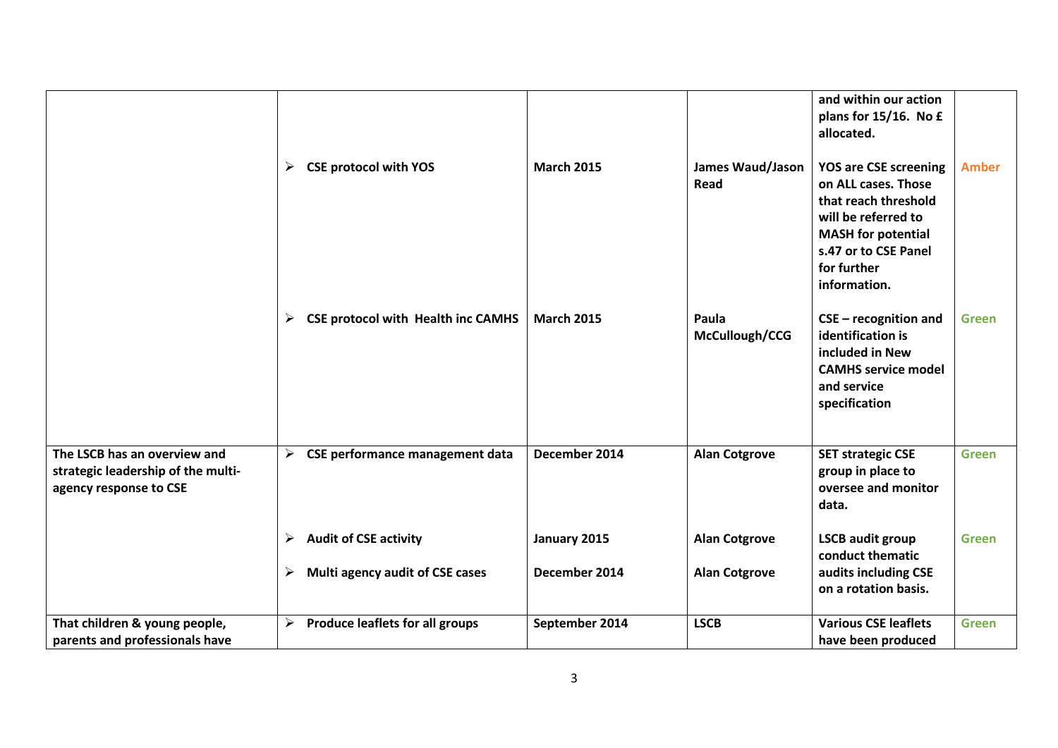| | | | | | |
|---|---|---|---|---|---|
| | | | | **and within our action plans for 15/16. No £ allocated.** | |
| | ➢ **CSE protocol with YOS** | **March 2015** | **James Waud/Jason Read** | **YOS are CSE screening on ALL cases. Those that reach threshold will be referred to MASH for potential s.47 or to CSE Panel for further information.** | **Amber** |
| | ➢ **CSE protocol with Health inc CAMHS** | **March 2015** | **Paula McCullough/CCG** | **CSE – recognition and identification is included in New CAMHS service model and service specification** | **Green** |
| **The LSCB has an overview and strategic leadership of the multi-agency response to CSE** | ➢ **CSE performance management data** | **December 2014** | **Alan Cotgrove** | **SET strategic CSE group in place to oversee and monitor data.** | **Green** |
| | ➢ **Audit of CSE activity**<br>➢ **Multi agency audit of CSE cases** | **January 2015**<br>**December 2014** | **Alan Cotgrove**<br>**Alan Cotgrove** | **LSCB audit group conduct thematic audits including CSE on a rotation basis.** | **Green** |
| **That children & young people, parents and professionals have** | ➢ **Produce leaflets for all groups** | **September 2014** | **LSCB** | **Various CSE leaflets have been produced** | **Green** |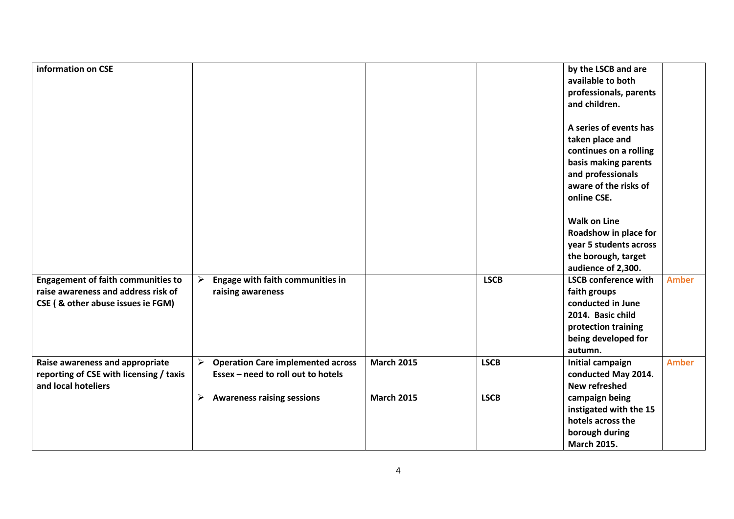| | | | | | |
|---|---|---|---|---|---|
| **information on CSE** | | | | **by the LSCB and are available to both professionals, parents and children.**<br><br>**A series of events has taken place and continues on a rolling basis making parents and professionals aware of the risks of online CSE.**<br><br>**Walk on Line Roadshow in place for year 5 students across the borough, target audience of 2,300.** | |
| **Engagement of faith communities to raise awareness and address risk of CSE ( & other abuse issues ie FGM)** | ➢ **Engage with faith communities in raising awareness** | | **LSCB** | **LSCB conference with faith groups conducted in June 2014. Basic child protection training being developed for autumn.** | **Amber** |
| **Raise awareness and appropriate reporting of CSE with licensing / taxis and local hoteliers** | ➢ **Operation Care implemented across Essex – need to roll out to hotels**<br><br>➢ **Awareness raising sessions** | **March 2015**<br><br>**March 2015** | **LSCB**<br><br>**LSCB** | **Initial campaign conducted May 2014. New refreshed campaign being instigated with the 15 hotels across the borough during March 2015.** | **Amber** |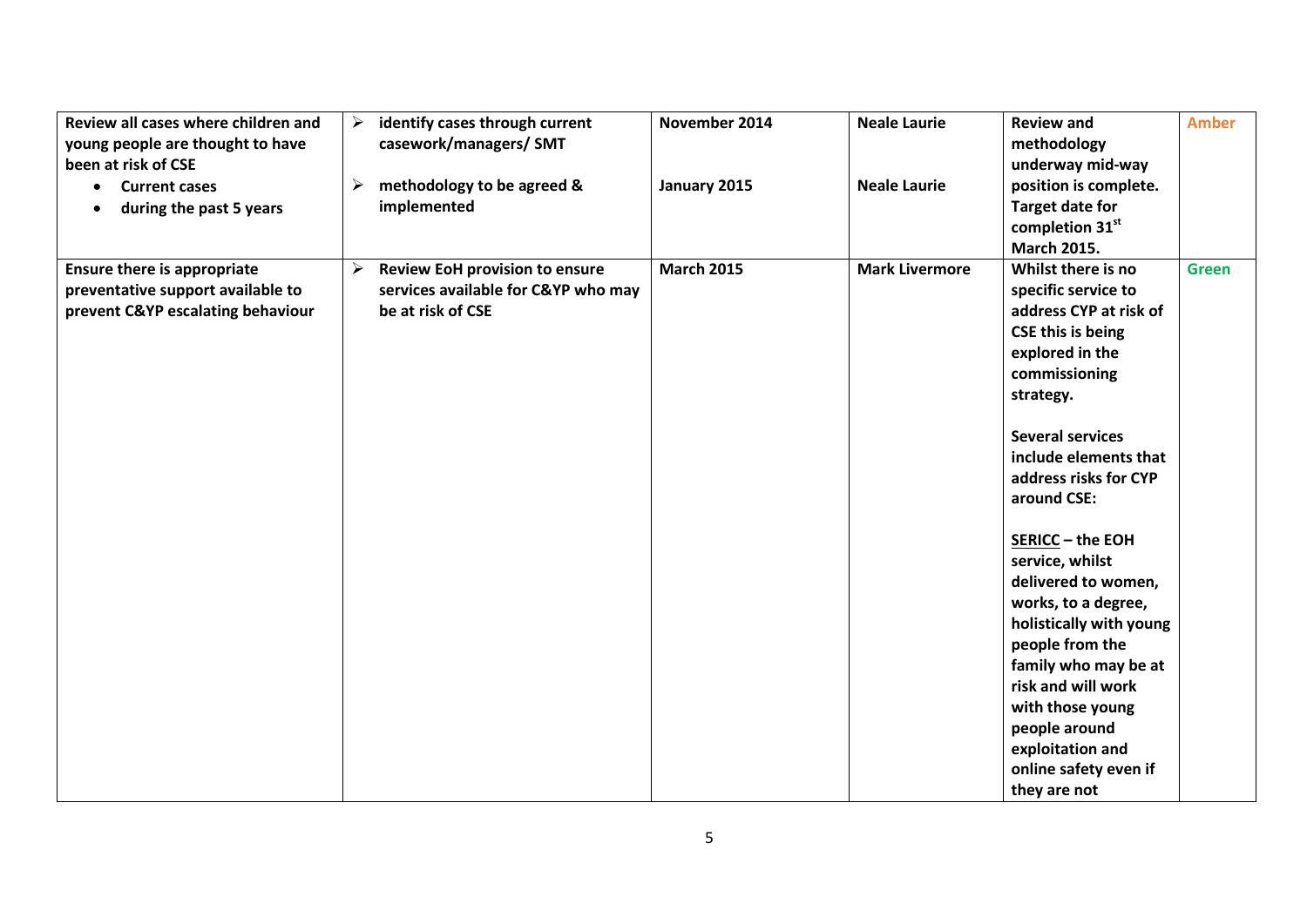| | | | | | |
|---|---|---|---|---|---|
| **Review all cases where children and young people are thought to have been at risk of CSE**<br>• **Current cases**<br>• **during the past 5 years** | ➢ **identify cases through current casework/managers/ SMT**<br><br>➢ **methodology to be agreed & implemented** | **November 2014**<br><br>**January 2015** | **Neale Laurie**<br><br>**Neale Laurie** | **Review and methodology underway mid-way position is complete. Target date for completion 31st March 2015.** | **Amber** |
| **Ensure there is appropriate preventative support available to prevent C&YP escalating behaviour** | ➢ **Review EoH provision to ensure services available for C&YP who may be at risk of CSE** | **March 2015** | **Mark Livermore** | **Whilst there is no specific service to address CYP at risk of CSE this is being explored in the commissioning strategy.**<br><br>**Several services include elements that address risks for CYP around CSE:**<br><br>**SERICC – the EOH service, whilst delivered to women, works, to a degree, holistically with young people from the family who may be at risk and will work with those young people around exploitation and online safety even if they are not** | **Green** |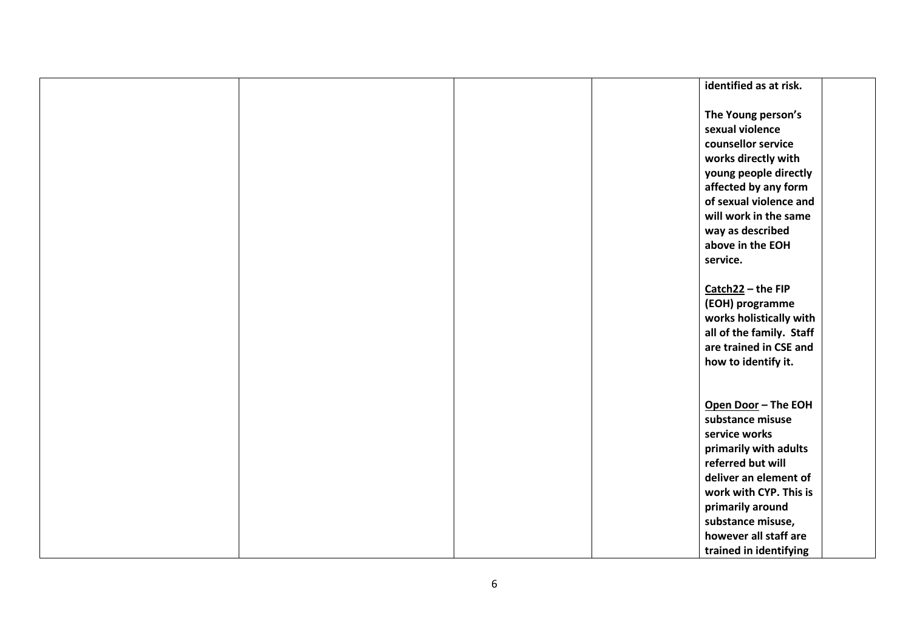| | | | | | |
|---|---|---|---|---|---|
| | | | | **identified as at risk.**<br><br>**The Young person's sexual violence counsellor service works directly with young people directly affected by any form of sexual violence and will work in the same way as described above in the EOH service.**<br><br>**<u>Catch22</u> – the FIP (EOH) programme works holistically with all of the family. Staff are trained in CSE and how to identify it.**<br><br>**<u>Open Door</u> – The EOH substance misuse service works primarily with adults referred but will deliver an element of work with CYP. This is primarily around substance misuse, however all staff are trained in identifying** | |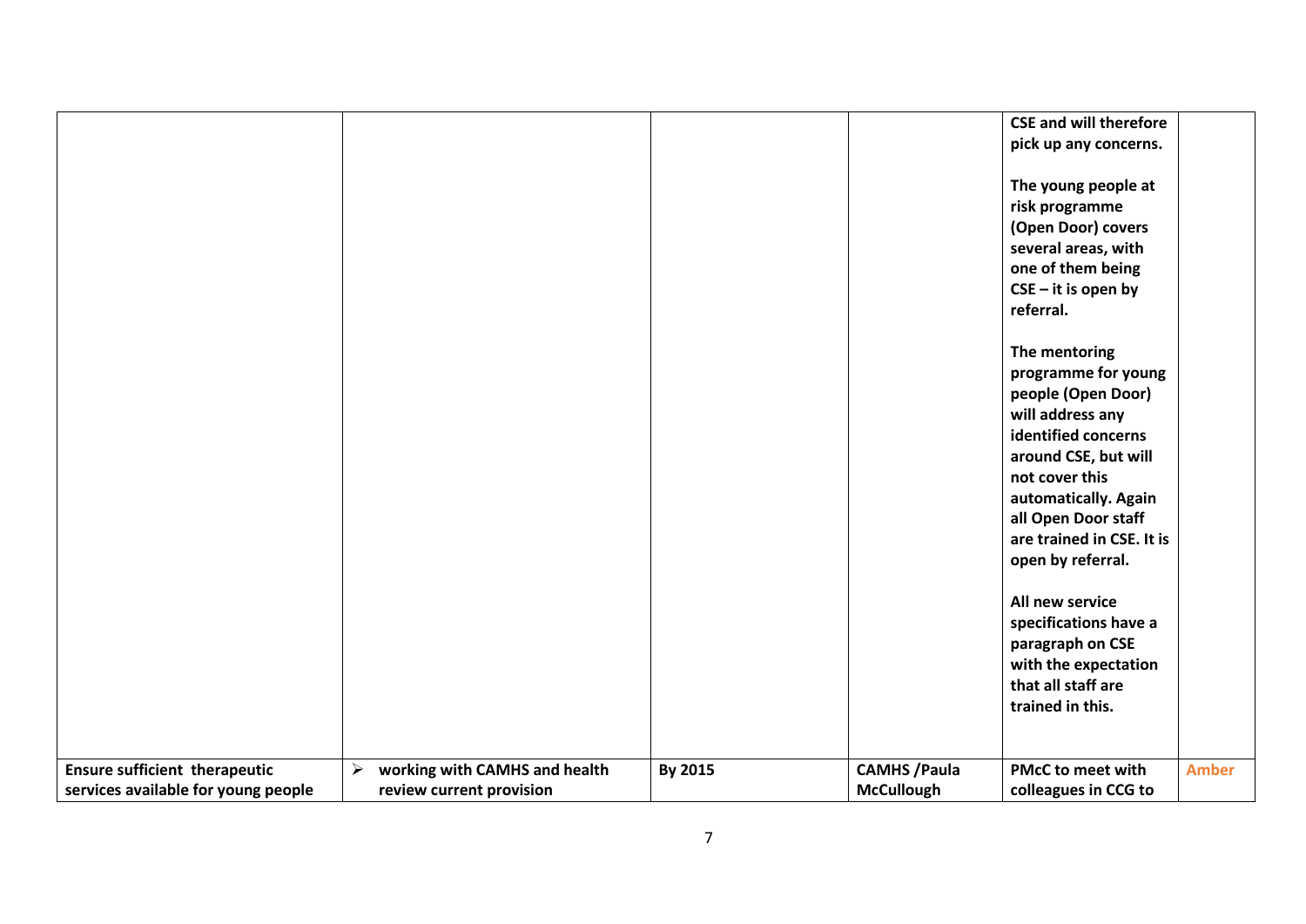| | | | | | |
|---|---|---|---|---|---|
| | | | | **CSE and will therefore pick up any concerns.**<br><br>**The young people at risk programme (Open Door) covers several areas, with one of them being CSE – it is open by referral.**<br><br>**The mentoring programme for young people (Open Door) will address any identified concerns around CSE, but will not cover this automatically. Again all Open Door staff are trained in CSE. It is open by referral.**<br><br>**All new service specifications have a paragraph on CSE with the expectation that all staff are trained in this.** | |
| **Ensure sufficient therapeutic services available for young people** | ➢ **working with CAMHS and health review current provision** | **By 2015** | **CAMHS /Paula McCullough** | **PMcC to meet with colleagues in CCG to** | **Amber** |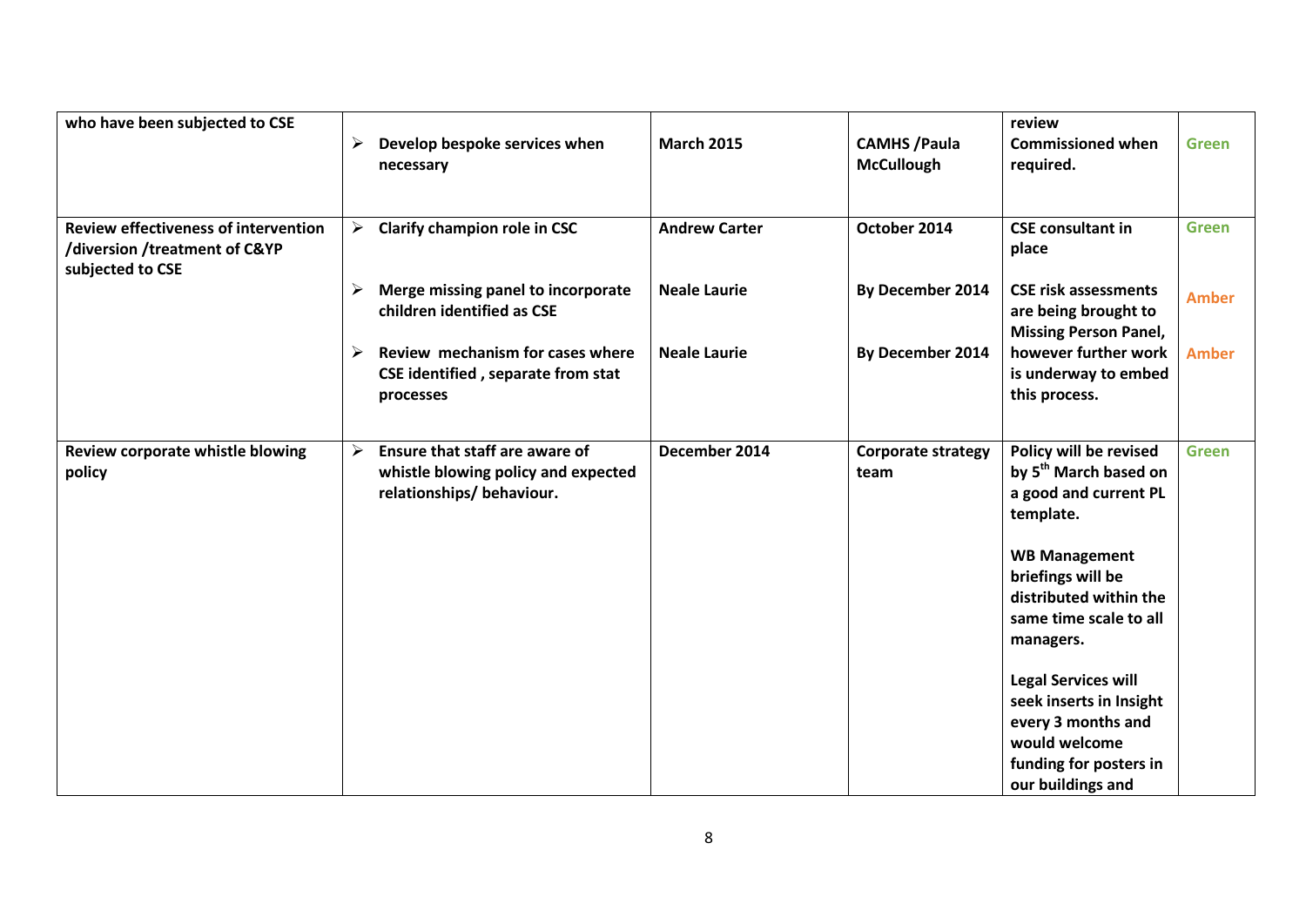| | | | | | |
|---|---|---|---|---|---|
| **who have been subjected to CSE** | ➢ **Develop bespoke services when necessary** | **March 2015** | **CAMHS /Paula McCullough** | **review Commissioned when required.** | **Green** |
| **Review effectiveness of intervention /diversion /treatment of C&YP subjected to CSE** | ➢ **Clarify champion role in CSC** | **Andrew Carter** | **October 2014** | **CSE consultant in place** | **Green** |
| | ➢ **Merge missing panel to incorporate children identified as CSE** | **Neale Laurie** | **By December 2014** | **CSE risk assessments are being brought to Missing Person Panel, however further work is underway to embed this process.** | **Amber** |
| | ➢ **Review mechanism for cases where CSE identified , separate from stat processes** | **Neale Laurie** | **By December 2014** | | **Amber** |
| **Review corporate whistle blowing policy** | ➢ **Ensure that staff are aware of whistle blowing policy and expected relationships/ behaviour.** | **December 2014** | **Corporate strategy team** | **Policy will be revised by 5th March based on a good and current PL template.**<br><br>**WB Management briefings will be distributed within the same time scale to all managers.**<br><br>**Legal Services will seek inserts in Insight every 3 months and would welcome funding for posters in our buildings and** | **Green** |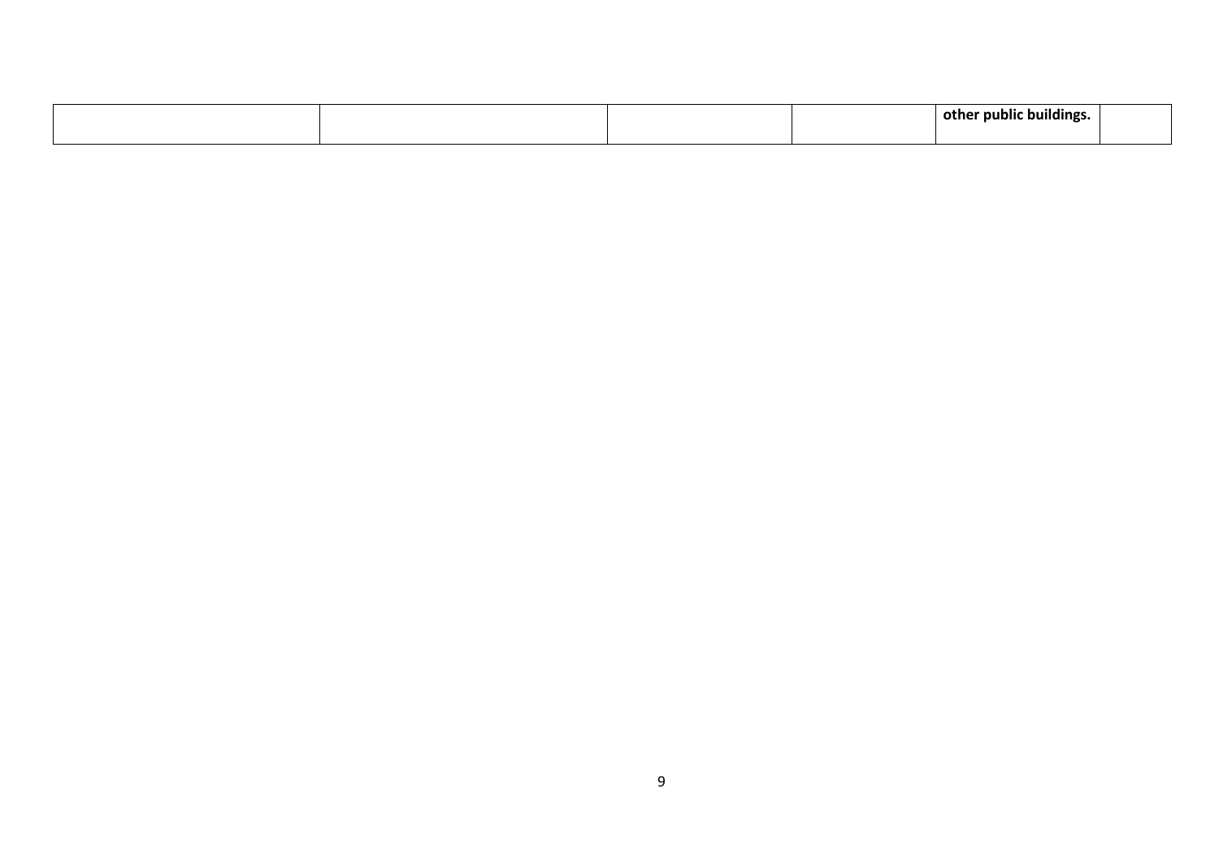| | | | | | |
|---|---|---|---|---|---|
| | | | | **other public buildings.** | |